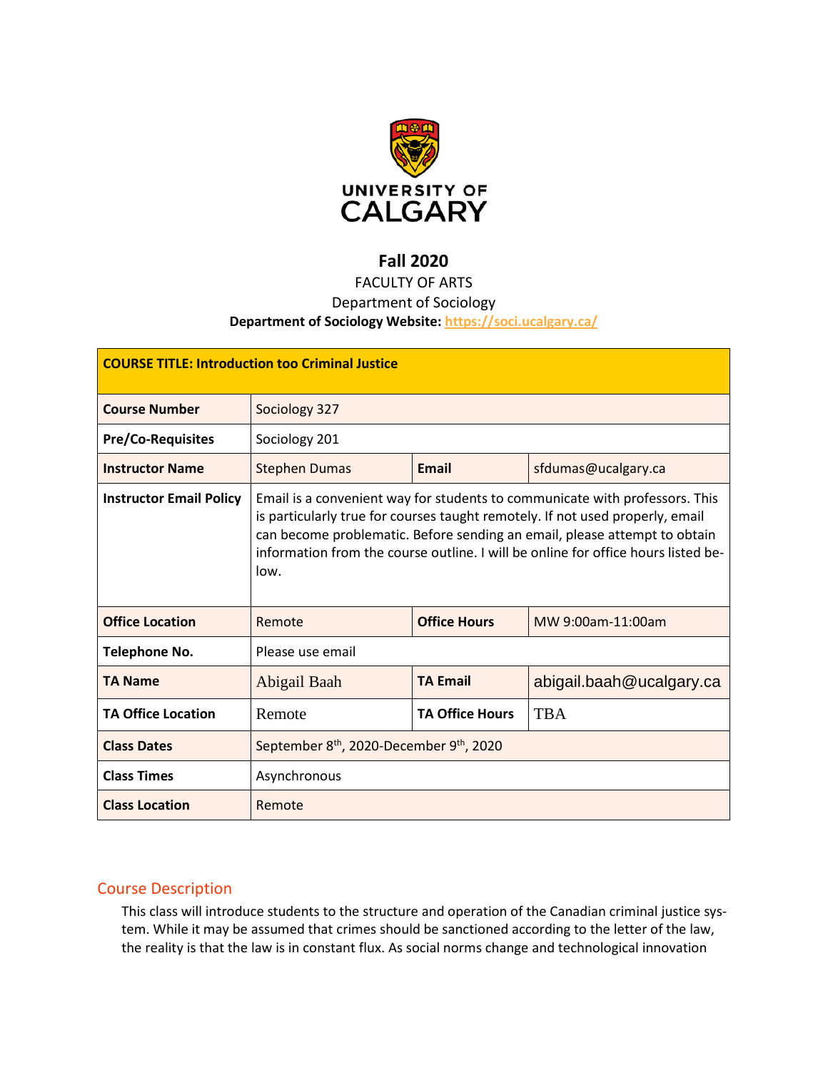UNIVERSITY OF CALGARY

**Fall 2020**

FACULTY OF ARTS

Department of Sociology

**Department of Sociology Website:** https://soci.ucalgary.ca/

| **COURSE TITLE: Introduction too Criminal Justice** | | | |
|---|---|---|---|
| **Course Number** | Sociology 327 | | |
| **Pre/Co-Requisites** | Sociology 201 | | |
| **Instructor Name** | Stephen Dumas | **Email** | sfdumas@ucalgary.ca |
| **Instructor Email Policy** | Email is a convenient way for students to communicate with professors. This is particularly true for courses taught remotely. If not used properly, email can become problematic. Before sending an email, please attempt to obtain information from the course outline. I will be online for office hours listed below. | | |
| **Office Location** | Remote | **Office Hours** | MW 9:00am-11:00am |
| **Telephone No.** | Please use email | | |
| **TA Name** | Abigail Baah | **TA Email** | abigail.baah@ucalgary.ca |
| **TA Office Location** | Remote | **TA Office Hours** | TBA |
| **Class Dates** | September 8th, 2020-December 9th, 2020 | | |
| **Class Times** | Asynchronous | | |
| **Class Location** | Remote | | |

## Course Description

This class will introduce students to the structure and operation of the Canadian criminal justice system. While it may be assumed that crimes should be sanctioned according to the letter of the law, the reality is that the law is in constant flux. As social norms change and technological innovation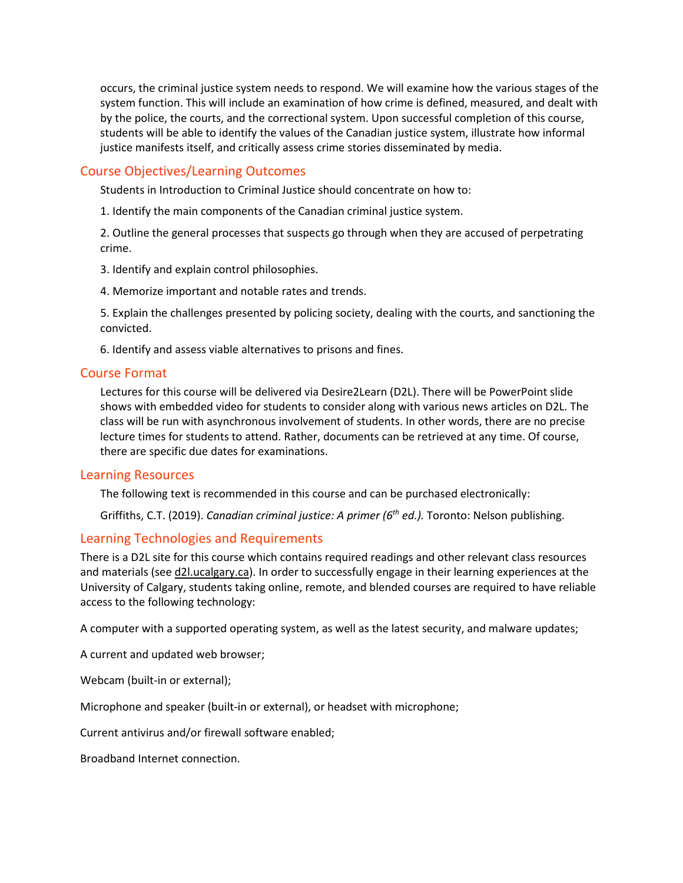occurs, the criminal justice system needs to respond. We will examine how the various stages of the system function. This will include an examination of how crime is defined, measured, and dealt with by the police, the courts, and the correctional system. Upon successful completion of this course, students will be able to identify the values of the Canadian justice system, illustrate how informal justice manifests itself, and critically assess crime stories disseminated by media.

## Course Objectives/Learning Outcomes

Students in Introduction to Criminal Justice should concentrate on how to:

1. Identify the main components of the Canadian criminal justice system.
2. Outline the general processes that suspects go through when they are accused of perpetrating crime.
3. Identify and explain control philosophies.
4. Memorize important and notable rates and trends.
5. Explain the challenges presented by policing society, dealing with the courts, and sanctioning the convicted.
6. Identify and assess viable alternatives to prisons and fines.

## Course Format

Lectures for this course will be delivered via Desire2Learn (D2L). There will be PowerPoint slide shows with embedded video for students to consider along with various news articles on D2L. The class will be run with asynchronous involvement of students. In other words, there are no precise lecture times for students to attend. Rather, documents can be retrieved at any time. Of course, there are specific due dates for examinations.

## Learning Resources

The following text is recommended in this course and can be purchased electronically:

Griffiths, C.T. (2019). *Canadian criminal justice: A primer (6th ed.).* Toronto: Nelson publishing.

## Learning Technologies and Requirements

There is a D2L site for this course which contains required readings and other relevant class resources and materials (see d2l.ucalgary.ca). In order to successfully engage in their learning experiences at the University of Calgary, students taking online, remote, and blended courses are required to have reliable access to the following technology:

A computer with a supported operating system, as well as the latest security, and malware updates;

A current and updated web browser;

Webcam (built-in or external);

Microphone and speaker (built-in or external), or headset with microphone;

Current antivirus and/or firewall software enabled;

Broadband Internet connection.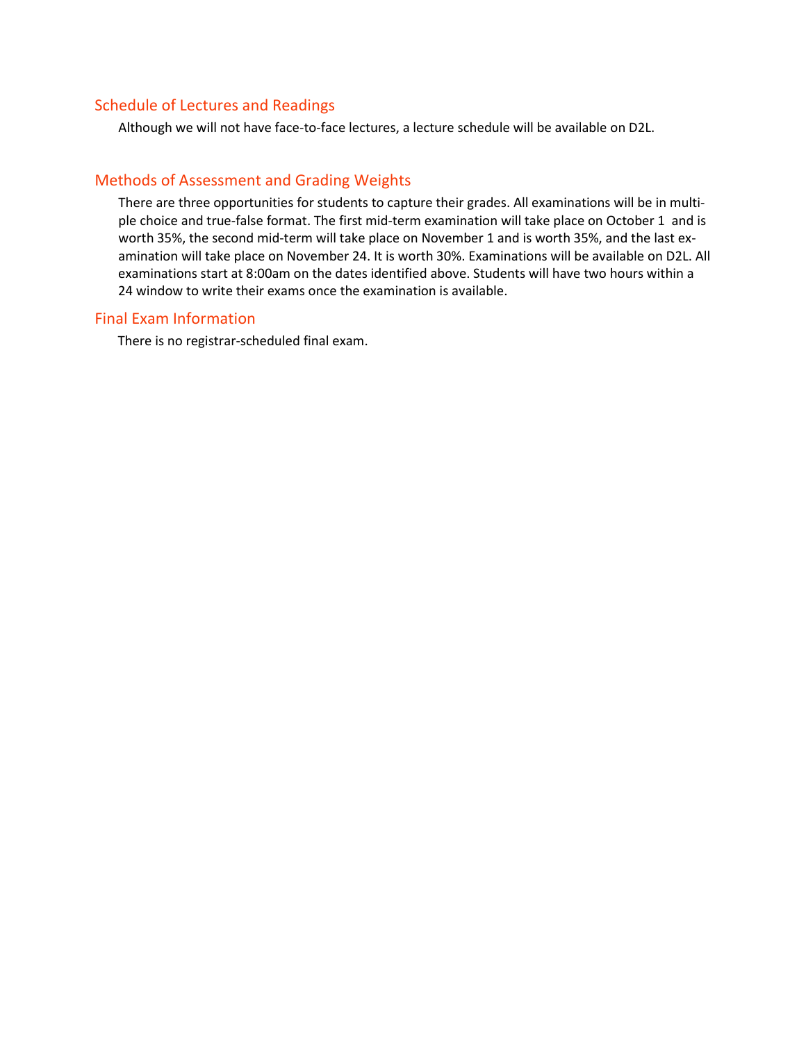## Schedule of Lectures and Readings

Although we will not have face-to-face lectures, a lecture schedule will be available on D2L.

## Methods of Assessment and Grading Weights

There are three opportunities for students to capture their grades. All examinations will be in multiple choice and true-false format. The first mid-term examination will take place on October 1 and is worth 35%, the second mid-term will take place on November 1 and is worth 35%, and the last examination will take place on November 24. It is worth 30%. Examinations will be available on D2L. All examinations start at 8:00am on the dates identified above. Students will have two hours within a 24 window to write their exams once the examination is available.

## Final Exam Information

There is no registrar-scheduled final exam.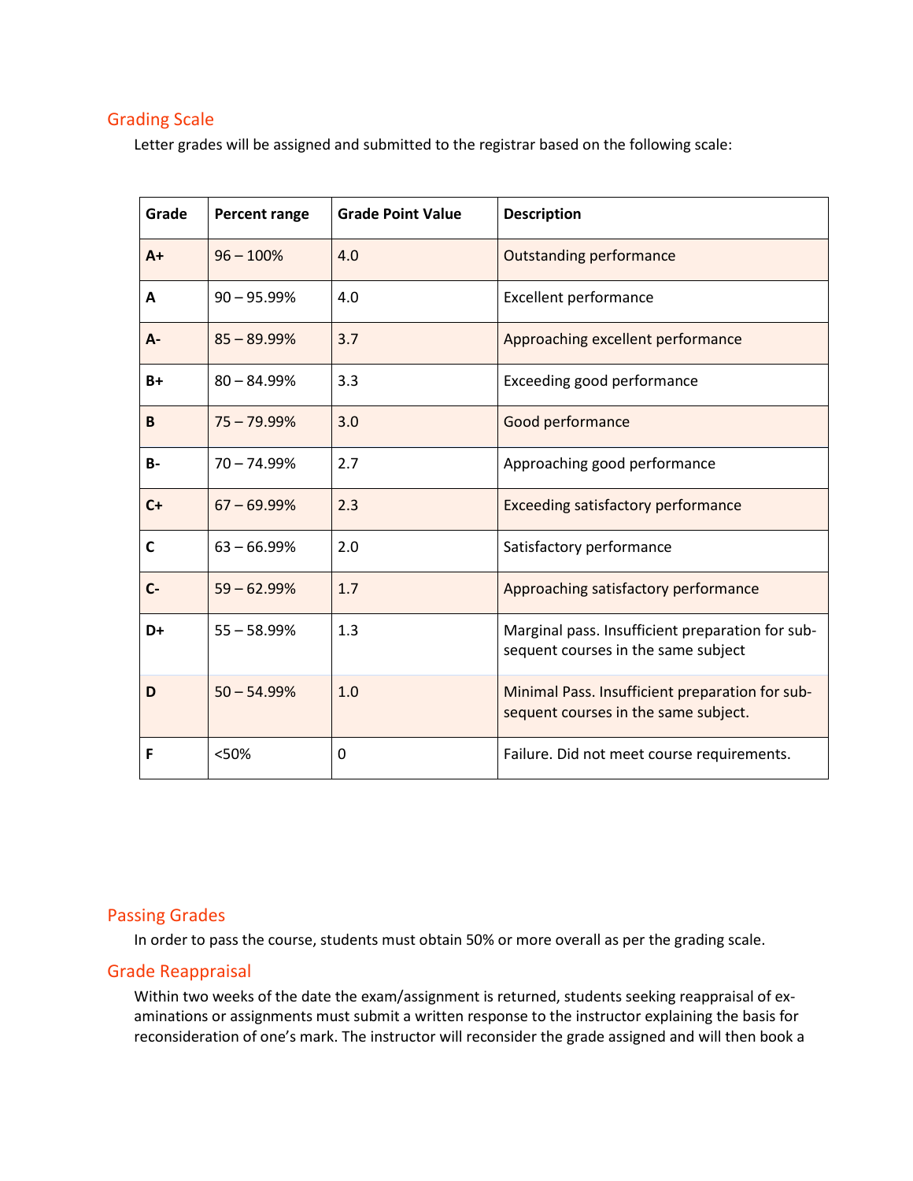## Grading Scale

Letter grades will be assigned and submitted to the registrar based on the following scale:

| Grade | Percent range | Grade Point Value | Description |
|---|---|---|---|
| **A+** | 96 – 100% | 4.0 | Outstanding performance |
| **A** | 90 – 95.99% | 4.0 | Excellent performance |
| **A-** | 85 – 89.99% | 3.7 | Approaching excellent performance |
| **B+** | 80 – 84.99% | 3.3 | Exceeding good performance |
| **B** | 75 – 79.99% | 3.0 | Good performance |
| **B-** | 70 – 74.99% | 2.7 | Approaching good performance |
| **C+** | 67 – 69.99% | 2.3 | Exceeding satisfactory performance |
| **C** | 63 – 66.99% | 2.0 | Satisfactory performance |
| **C-** | 59 – 62.99% | 1.7 | Approaching satisfactory performance |
| **D+** | 55 – 58.99% | 1.3 | Marginal pass. Insufficient preparation for subsequent courses in the same subject |
| **D** | 50 – 54.99% | 1.0 | Minimal Pass. Insufficient preparation for subsequent courses in the same subject. |
| **F** | <50% | 0 | Failure. Did not meet course requirements. |

## Passing Grades

In order to pass the course, students must obtain 50% or more overall as per the grading scale.

## Grade Reappraisal

Within two weeks of the date the exam/assignment is returned, students seeking reappraisal of examinations or assignments must submit a written response to the instructor explaining the basis for reconsideration of one's mark. The instructor will reconsider the grade assigned and will then book a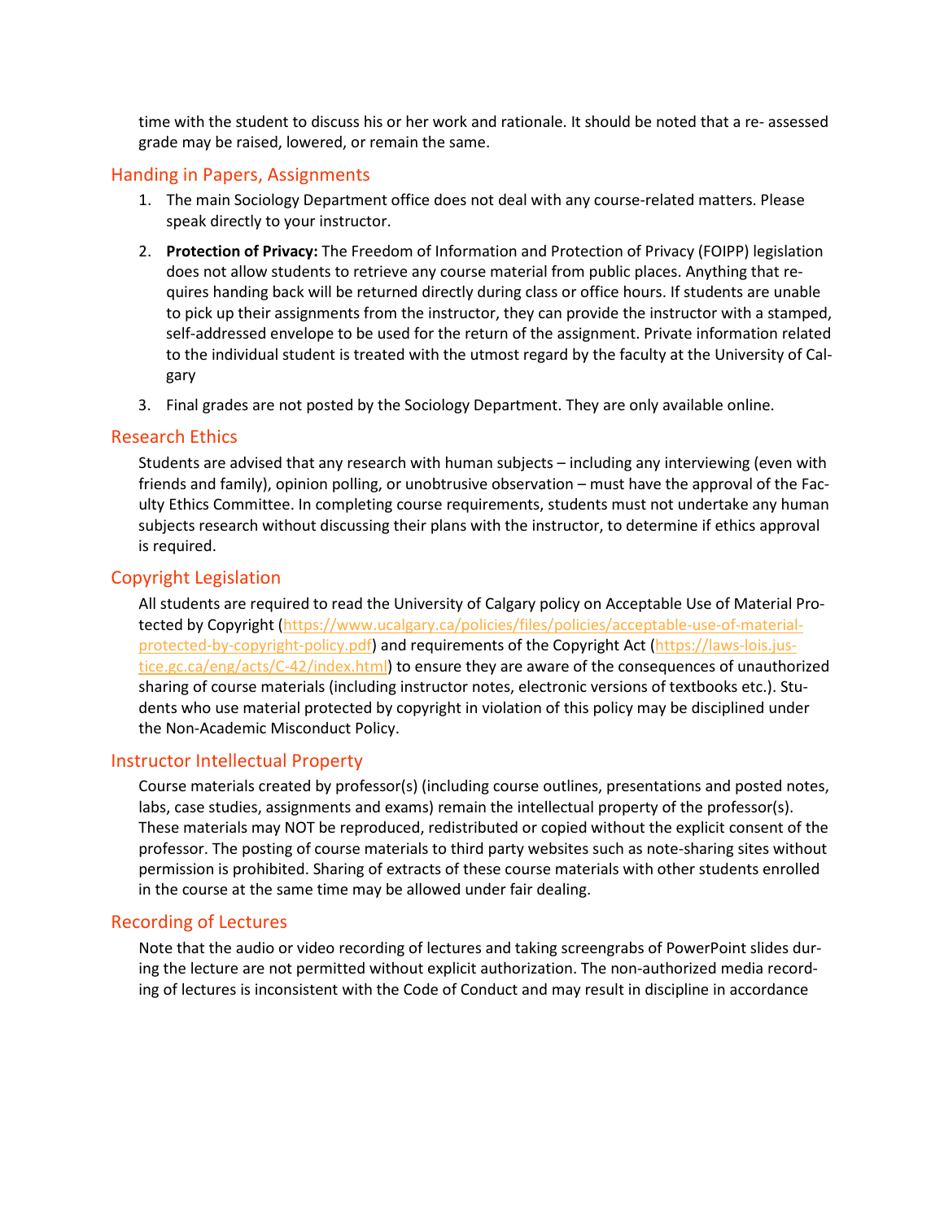time with the student to discuss his or her work and rationale. It should be noted that a re- assessed grade may be raised, lowered, or remain the same.

## Handing in Papers, Assignments

1. The main Sociology Department office does not deal with any course-related matters. Please speak directly to your instructor.

2. **Protection of Privacy:** The Freedom of Information and Protection of Privacy (FOIPP) legislation does not allow students to retrieve any course material from public places. Anything that requires handing back will be returned directly during class or office hours. If students are unable to pick up their assignments from the instructor, they can provide the instructor with a stamped, self-addressed envelope to be used for the return of the assignment. Private information related to the individual student is treated with the utmost regard by the faculty at the University of Calgary

3. Final grades are not posted by the Sociology Department. They are only available online.

## Research Ethics

Students are advised that any research with human subjects – including any interviewing (even with friends and family), opinion polling, or unobtrusive observation – must have the approval of the Faculty Ethics Committee. In completing course requirements, students must not undertake any human subjects research without discussing their plans with the instructor, to determine if ethics approval is required.

## Copyright Legislation

All students are required to read the University of Calgary policy on Acceptable Use of Material Protected by Copyright (https://www.ucalgary.ca/policies/files/policies/acceptable-use-of-material-protected-by-copyright-policy.pdf) and requirements of the Copyright Act (https://laws-lois.justice.gc.ca/eng/acts/C-42/index.html) to ensure they are aware of the consequences of unauthorized sharing of course materials (including instructor notes, electronic versions of textbooks etc.). Students who use material protected by copyright in violation of this policy may be disciplined under the Non-Academic Misconduct Policy.

## Instructor Intellectual Property

Course materials created by professor(s) (including course outlines, presentations and posted notes, labs, case studies, assignments and exams) remain the intellectual property of the professor(s). These materials may NOT be reproduced, redistributed or copied without the explicit consent of the professor. The posting of course materials to third party websites such as note-sharing sites without permission is prohibited. Sharing of extracts of these course materials with other students enrolled in the course at the same time may be allowed under fair dealing.

## Recording of Lectures

Note that the audio or video recording of lectures and taking screengrabs of PowerPoint slides during the lecture are not permitted without explicit authorization. The non-authorized media recording of lectures is inconsistent with the Code of Conduct and may result in discipline in accordance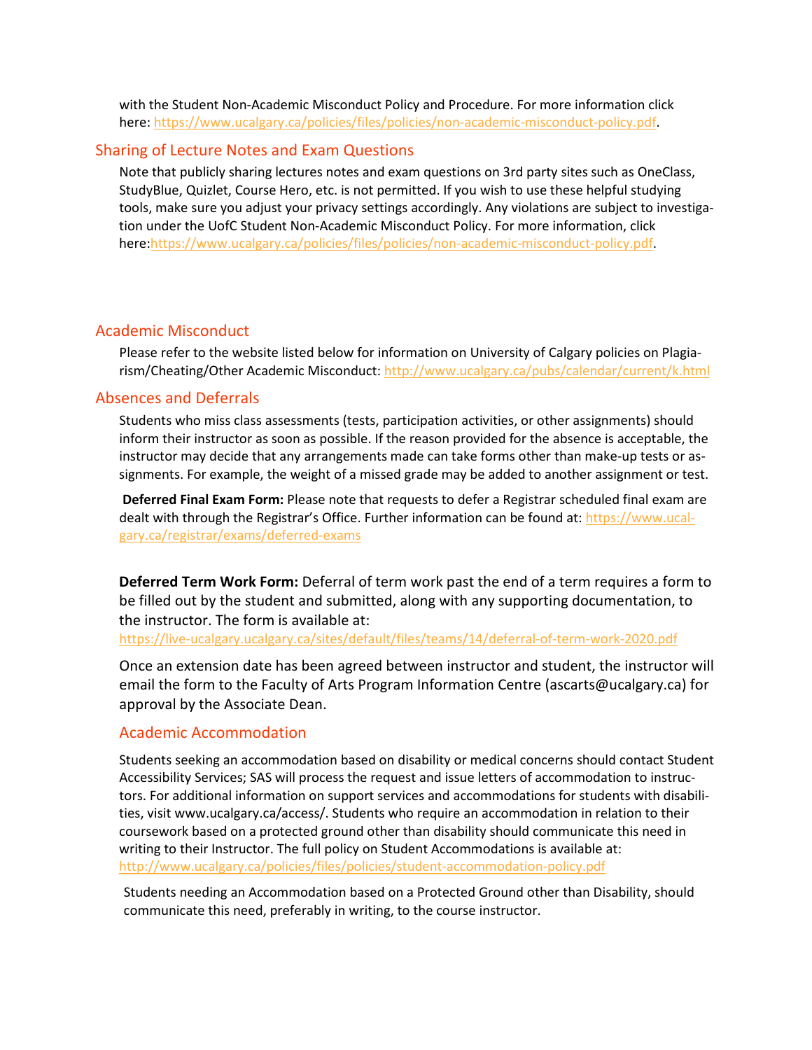with the Student Non-Academic Misconduct Policy and Procedure. For more information click here: https://www.ucalgary.ca/policies/files/policies/non-academic-misconduct-policy.pdf.

## Sharing of Lecture Notes and Exam Questions

Note that publicly sharing lectures notes and exam questions on 3rd party sites such as OneClass, StudyBlue, Quizlet, Course Hero, etc. is not permitted. If you wish to use these helpful studying tools, make sure you adjust your privacy settings accordingly. Any violations are subject to investigation under the UofC Student Non-Academic Misconduct Policy. For more information, click here:https://www.ucalgary.ca/policies/files/policies/non-academic-misconduct-policy.pdf.

## Academic Misconduct

Please refer to the website listed below for information on University of Calgary policies on Plagiarism/Cheating/Other Academic Misconduct: http://www.ucalgary.ca/pubs/calendar/current/k.html

## Absences and Deferrals

Students who miss class assessments (tests, participation activities, or other assignments) should inform their instructor as soon as possible. If the reason provided for the absence is acceptable, the instructor may decide that any arrangements made can take forms other than make-up tests or assignments. For example, the weight of a missed grade may be added to another assignment or test.

**Deferred Final Exam Form:** Please note that requests to defer a Registrar scheduled final exam are dealt with through the Registrar's Office. Further information can be found at: https://www.ucalgary.ca/registrar/exams/deferred-exams

**Deferred Term Work Form:** Deferral of term work past the end of a term requires a form to be filled out by the student and submitted, along with any supporting documentation, to the instructor. The form is available at: https://live-ucalgary.ucalgary.ca/sites/default/files/teams/14/deferral-of-term-work-2020.pdf

Once an extension date has been agreed between instructor and student, the instructor will email the form to the Faculty of Arts Program Information Centre (ascarts@ucalgary.ca) for approval by the Associate Dean.

## Academic Accommodation

Students seeking an accommodation based on disability or medical concerns should contact Student Accessibility Services; SAS will process the request and issue letters of accommodation to instructors. For additional information on support services and accommodations for students with disabilities, visit www.ucalgary.ca/access/. Students who require an accommodation in relation to their coursework based on a protected ground other than disability should communicate this need in writing to their Instructor. The full policy on Student Accommodations is available at: http://www.ucalgary.ca/policies/files/policies/student-accommodation-policy.pdf

Students needing an Accommodation based on a Protected Ground other than Disability, should communicate this need, preferably in writing, to the course instructor.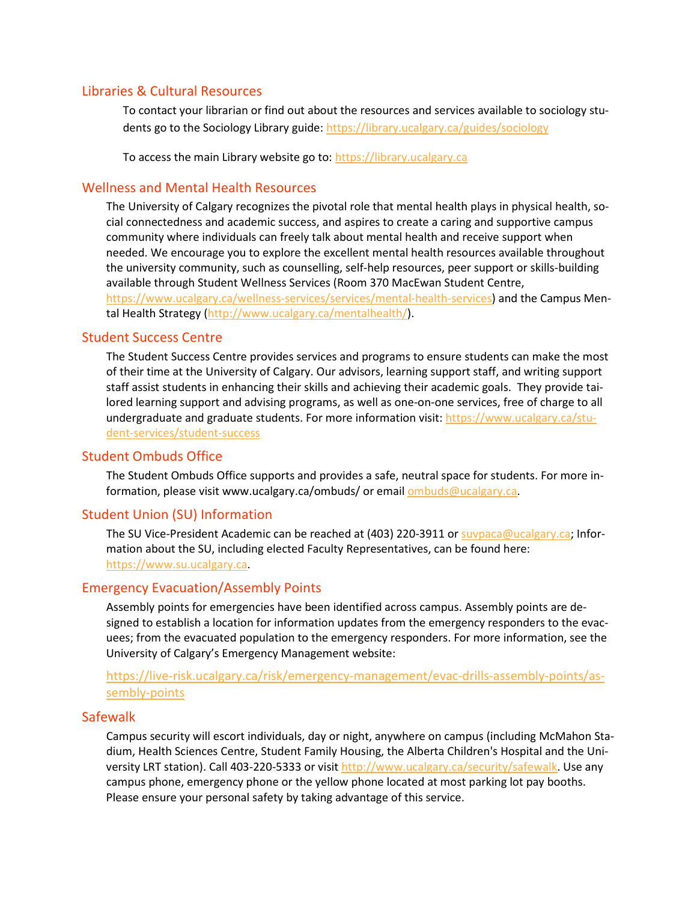## Libraries & Cultural Resources

To contact your librarian or find out about the resources and services available to sociology students go to the Sociology Library guide: https://library.ucalgary.ca/guides/sociology

To access the main Library website go to: https://library.ucalgary.ca

## Wellness and Mental Health Resources

The University of Calgary recognizes the pivotal role that mental health plays in physical health, social connectedness and academic success, and aspires to create a caring and supportive campus community where individuals can freely talk about mental health and receive support when needed. We encourage you to explore the excellent mental health resources available throughout the university community, such as counselling, self-help resources, peer support or skills-building available through Student Wellness Services (Room 370 MacEwan Student Centre, https://www.ucalgary.ca/wellness-services/services/mental-health-services) and the Campus Mental Health Strategy (http://www.ucalgary.ca/mentalhealth/).

## Student Success Centre

The Student Success Centre provides services and programs to ensure students can make the most of their time at the University of Calgary. Our advisors, learning support staff, and writing support staff assist students in enhancing their skills and achieving their academic goals. They provide tailored learning support and advising programs, as well as one-on-one services, free of charge to all undergraduate and graduate students. For more information visit: https://www.ucalgary.ca/student-services/student-success

## Student Ombuds Office

The Student Ombuds Office supports and provides a safe, neutral space for students. For more information, please visit www.ucalgary.ca/ombuds/ or email ombuds@ucalgary.ca.

## Student Union (SU) Information

The SU Vice-President Academic can be reached at (403) 220-3911 or suvpaca@ucalgary.ca; Information about the SU, including elected Faculty Representatives, can be found here: https://www.su.ucalgary.ca.

## Emergency Evacuation/Assembly Points

Assembly points for emergencies have been identified across campus. Assembly points are designed to establish a location for information updates from the emergency responders to the evacuees; from the evacuated population to the emergency responders. For more information, see the University of Calgary's Emergency Management website:

https://live-risk.ucalgary.ca/risk/emergency-management/evac-drills-assembly-points/assembly-points

## Safewalk

Campus security will escort individuals, day or night, anywhere on campus (including McMahon Stadium, Health Sciences Centre, Student Family Housing, the Alberta Children's Hospital and the University LRT station). Call 403-220-5333 or visit http://www.ucalgary.ca/security/safewalk. Use any campus phone, emergency phone or the yellow phone located at most parking lot pay booths. Please ensure your personal safety by taking advantage of this service.